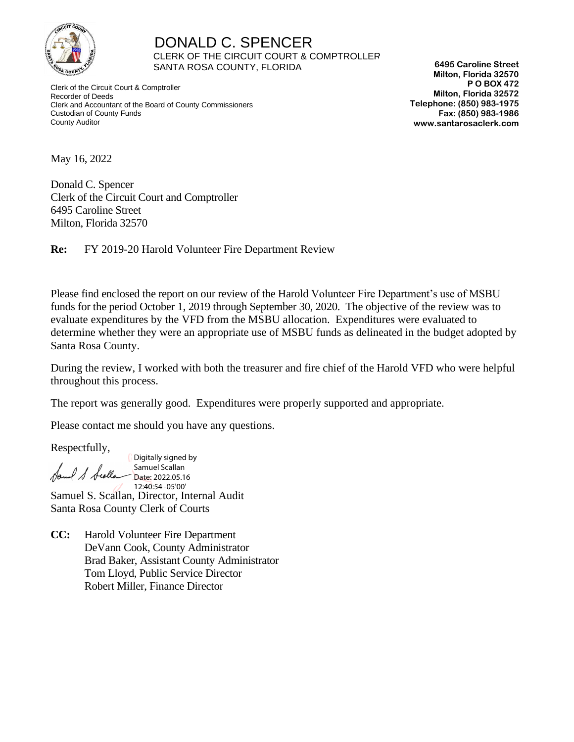# DONALD C. SPENCER

CLERK OF THE CIRCUIT COURT & COMPTROLLER
SANTA ROSA COUNTY, FLORIDA

Clerk of the Circuit Court & Comptroller
Recorder of Deeds
Clerk and Accountant of the Board of County Commissioners
Custodian of County Funds
County Auditor

**6495 Caroline Street**
**Milton, Florida 32570**
**P O BOX 472**
**Milton, Florida 32572**
**Telephone: (850) 983-1975**
**Fax: (850) 983-1986**
**www.santarosaclerk.com**

May 16, 2022

Donald C. Spencer
Clerk of the Circuit Court and Comptroller
6495 Caroline Street
Milton, Florida 32570

**Re:** FY 2019-20 Harold Volunteer Fire Department Review

Please find enclosed the report on our review of the Harold Volunteer Fire Department's use of MSBU funds for the period October 1, 2019 through September 30, 2020. The objective of the review was to evaluate expenditures by the VFD from the MSBU allocation. Expenditures were evaluated to determine whether they were an appropriate use of MSBU funds as delineated in the budget adopted by Santa Rosa County.

During the review, I worked with both the treasurer and fire chief of the Harold VFD who were helpful throughout this process.

The report was generally good. Expenditures were properly supported and appropriate.

Please contact me should you have any questions.

Respectfully,

Digitally signed by Samuel Scallan
Date: 2022.05.16 12:40:54 -05'00'

Samuel S. Scallan, Director, Internal Audit
Santa Rosa County Clerk of Courts

**CC:** Harold Volunteer Fire Department
DeVann Cook, County Administrator
Brad Baker, Assistant County Administrator
Tom Lloyd, Public Service Director
Robert Miller, Finance Director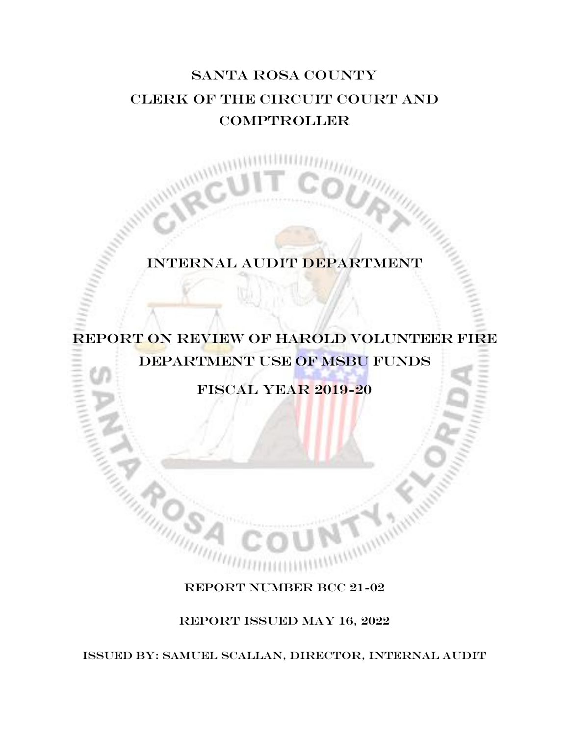# Santa Rosa County
# Clerk of the Circuit Court and Comptroller

## Internal Audit Department

## Report on Review of Harold Volunteer Fire Department Use of MSBU Funds

## Fiscal Year 2019-20

Report Number BCC 21-02

Report Issued May 16, 2022

Issued By: Samuel Scallan, Director, Internal Audit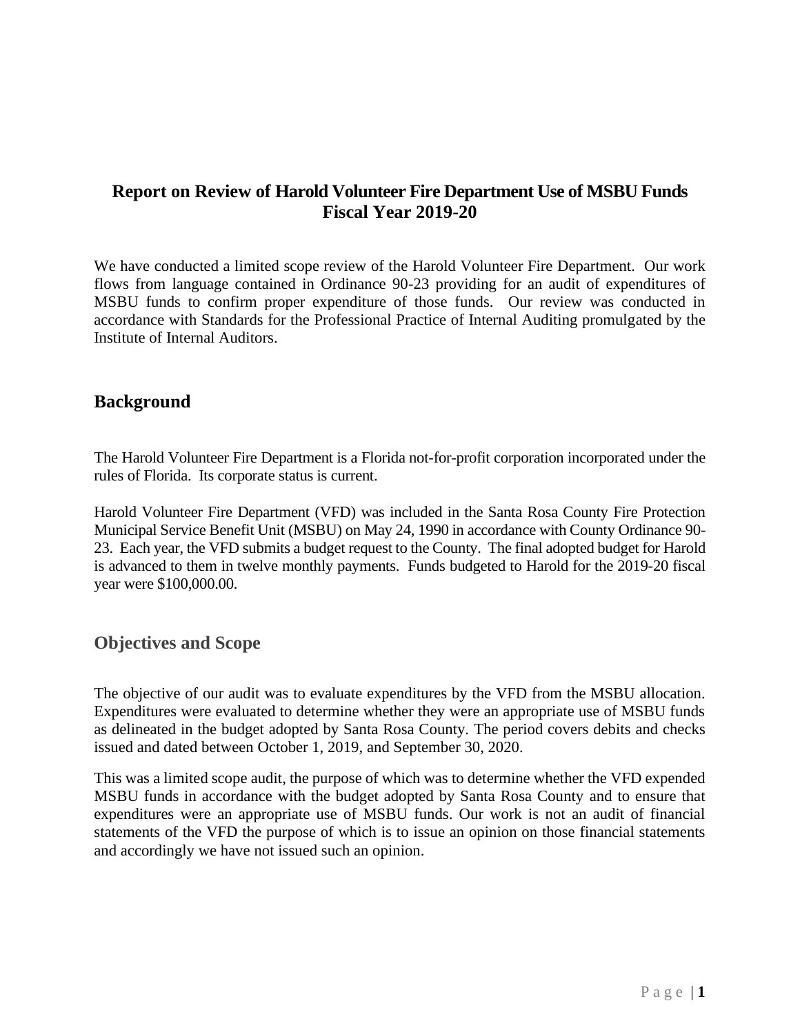# Report on Review of Harold Volunteer Fire Department Use of MSBU Funds
# Fiscal Year 2019-20

We have conducted a limited scope review of the Harold Volunteer Fire Department. Our work flows from language contained in Ordinance 90-23 providing for an audit of expenditures of MSBU funds to confirm proper expenditure of those funds. Our review was conducted in accordance with Standards for the Professional Practice of Internal Auditing promulgated by the Institute of Internal Auditors.

## Background

The Harold Volunteer Fire Department is a Florida not-for-profit corporation incorporated under the rules of Florida. Its corporate status is current.

Harold Volunteer Fire Department (VFD) was included in the Santa Rosa County Fire Protection Municipal Service Benefit Unit (MSBU) on May 24, 1990 in accordance with County Ordinance 90-23. Each year, the VFD submits a budget request to the County. The final adopted budget for Harold is advanced to them in twelve monthly payments. Funds budgeted to Harold for the 2019-20 fiscal year were $100,000.00.

## Objectives and Scope

The objective of our audit was to evaluate expenditures by the VFD from the MSBU allocation. Expenditures were evaluated to determine whether they were an appropriate use of MSBU funds as delineated in the budget adopted by Santa Rosa County. The period covers debits and checks issued and dated between October 1, 2019, and September 30, 2020.

This was a limited scope audit, the purpose of which was to determine whether the VFD expended MSBU funds in accordance with the budget adopted by Santa Rosa County and to ensure that expenditures were an appropriate use of MSBU funds. Our work is not an audit of financial statements of the VFD the purpose of which is to issue an opinion on those financial statements and accordingly we have not issued such an opinion.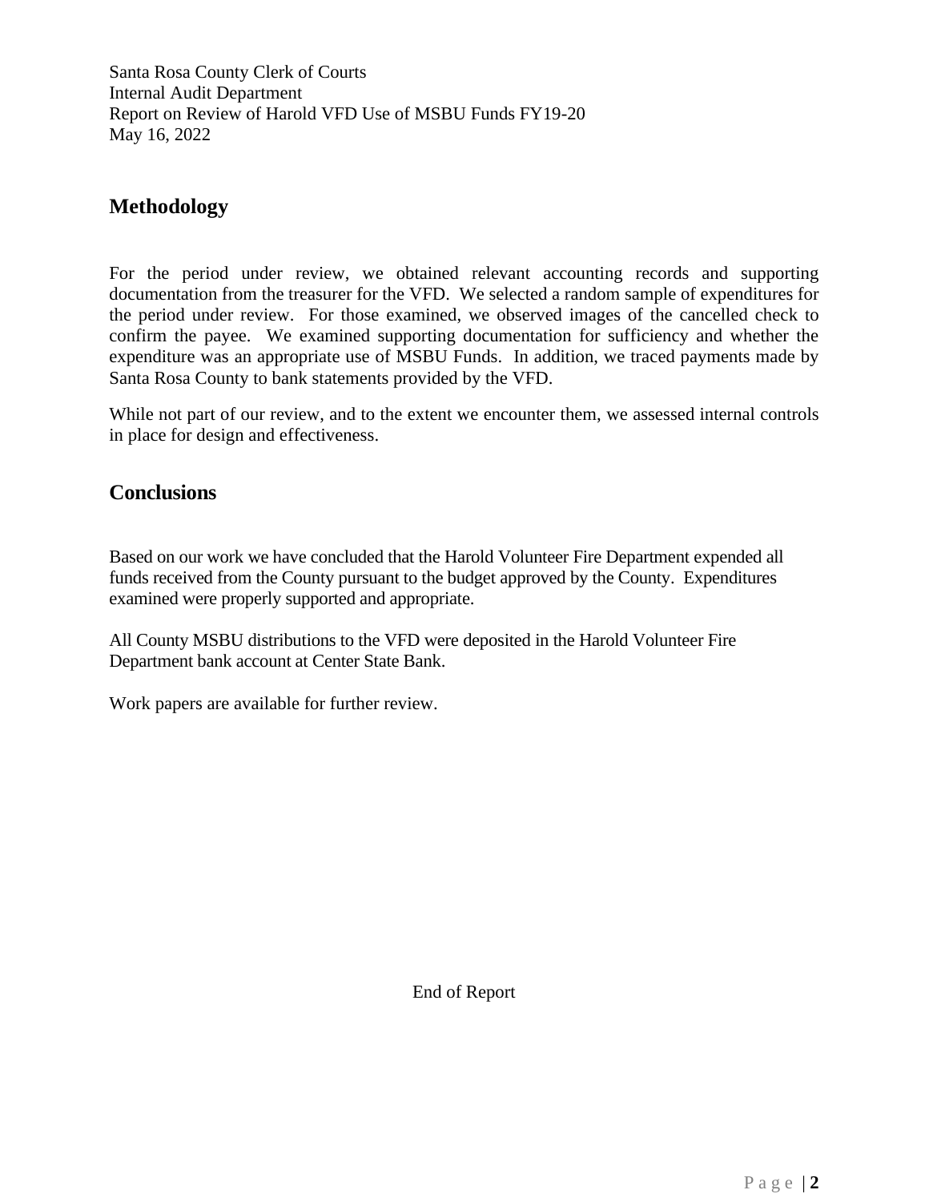Santa Rosa County Clerk of Courts
Internal Audit Department
Report on Review of Harold VFD Use of MSBU Funds FY19-20
May 16, 2022

## Methodology

For the period under review, we obtained relevant accounting records and supporting documentation from the treasurer for the VFD. We selected a random sample of expenditures for the period under review. For those examined, we observed images of the cancelled check to confirm the payee. We examined supporting documentation for sufficiency and whether the expenditure was an appropriate use of MSBU Funds. In addition, we traced payments made by Santa Rosa County to bank statements provided by the VFD.

While not part of our review, and to the extent we encounter them, we assessed internal controls in place for design and effectiveness.

## Conclusions

Based on our work we have concluded that the Harold Volunteer Fire Department expended all funds received from the County pursuant to the budget approved by the County. Expenditures examined were properly supported and appropriate.

All County MSBU distributions to the VFD were deposited in the Harold Volunteer Fire Department bank account at Center State Bank.

Work papers are available for further review.

End of Report